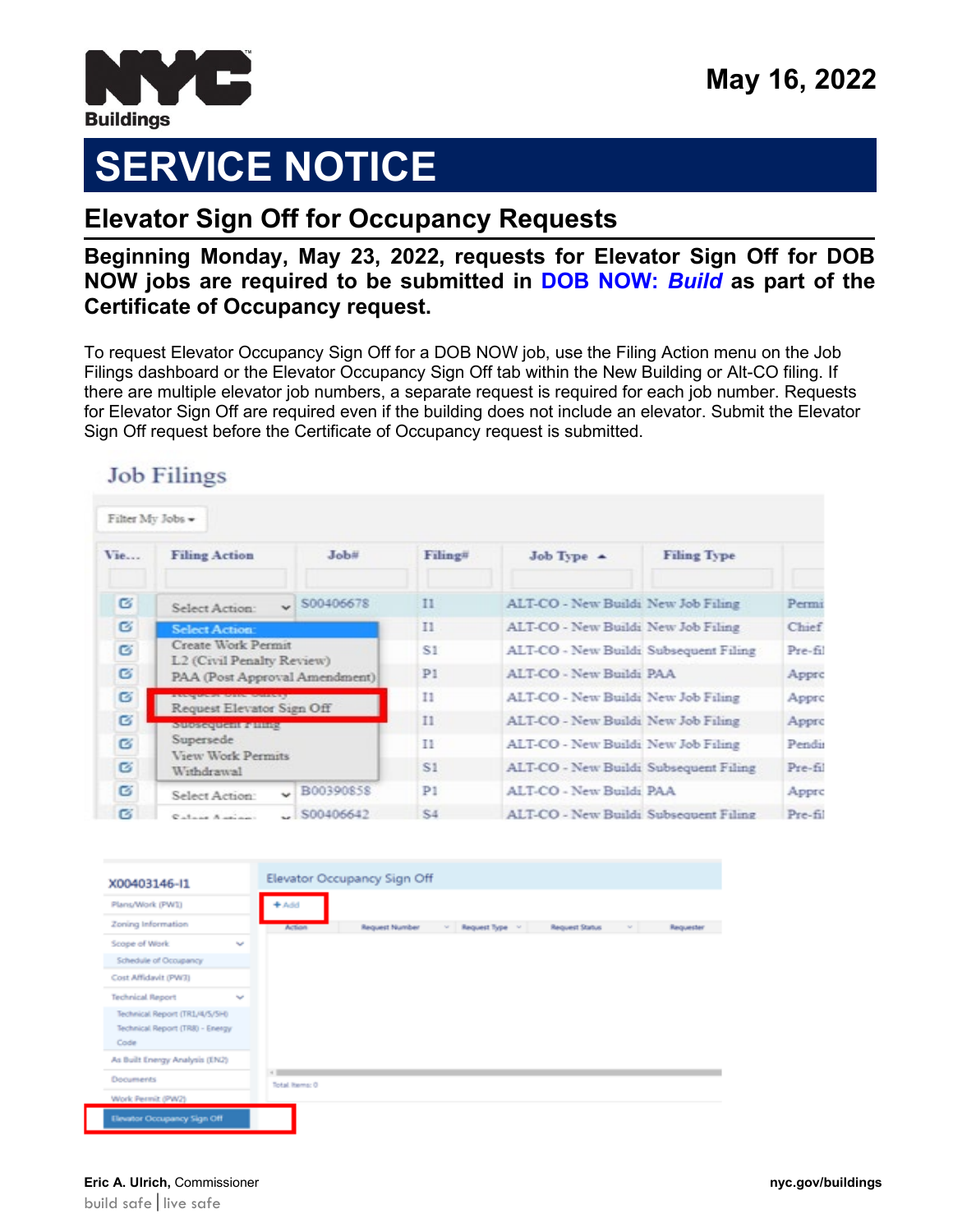May 16, 2022

# SERVICE NOTICE

## Elevator Sign Off for Occupancy Requests

**Beginning Monday, May 23, 2022, requests for Elevator Sign Off for DOB NOW jobs are required to be submitted in DOB NOW: *Build* as part of the Certificate of Occupancy request.**

To request Elevator Occupancy Sign Off for a DOB NOW job, use the Filing Action menu on the Job Filings dashboard or the Elevator Occupancy Sign Off tab within the New Building or Alt-CO filing. If there are multiple elevator job numbers, a separate request is required for each job number. Requests for Elevator Sign Off are required even if the building does not include an elevator. Submit the Elevator Sign Off request before the Certificate of Occupancy request is submitted.

Eric A. Ulrich, Commissioner

build safe | live safe

nyc.gov/buildings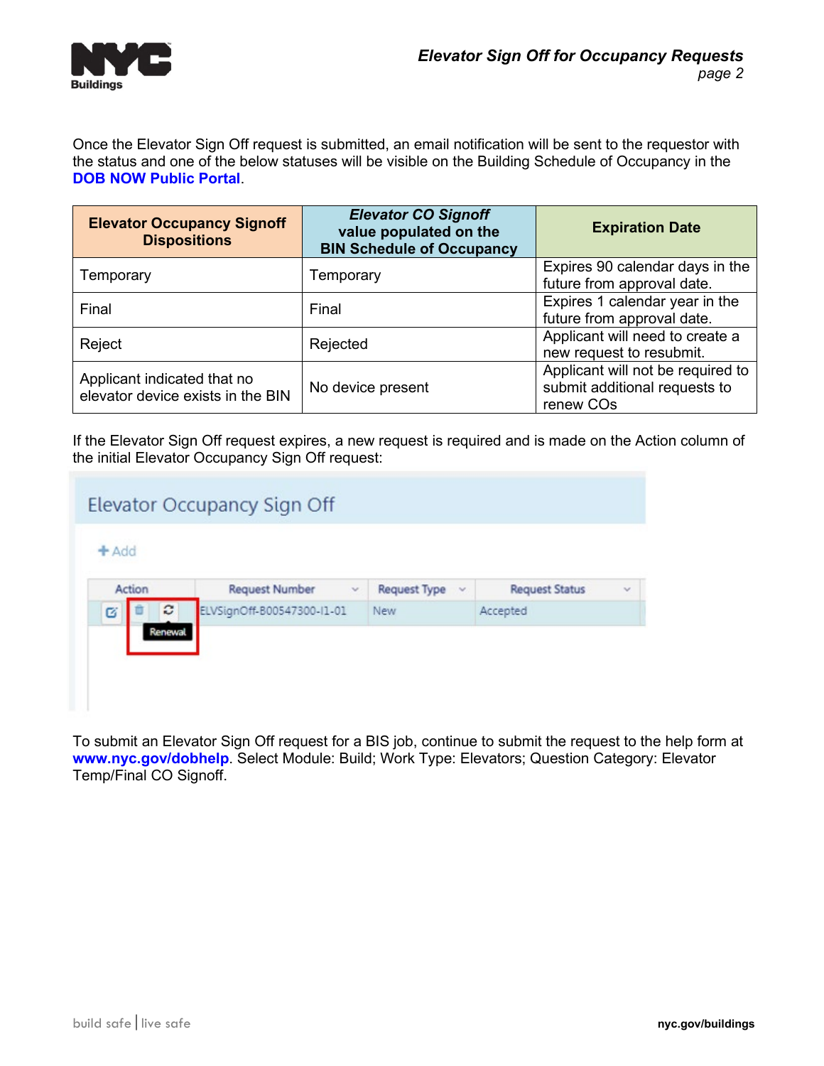Once the Elevator Sign Off request is submitted, an email notification will be sent to the requestor with the status and one of the below statuses will be visible on the Building Schedule of Occupancy in the **DOB NOW Public Portal**.

| Elevator Occupancy Signoff Dispositions | *Elevator CO Signoff* value populated on the BIN Schedule of Occupancy | Expiration Date |
| --- | --- | --- |
| Temporary | Temporary | Expires 90 calendar days in the future from approval date. |
| Final | Final | Expires 1 calendar year in the future from approval date. |
| Reject | Rejected | Applicant will need to create a new request to resubmit. |
| Applicant indicated that no elevator device exists in the BIN | No device present | Applicant will not be required to submit additional requests to renew COs |

If the Elevator Sign Off request expires, a new request is required and is made on the Action column of the initial Elevator Occupancy Sign Off request:

Elevator Occupancy Sign Off

+ Add

| Action | Request Number | Request Type | Request Status |
| --- | --- | --- | --- |
| Renewal | ELVSignOff-B00547300-I1-01 | New | Accepted |

To submit an Elevator Sign Off request for a BIS job, continue to submit the request to the help form at **www.nyc.gov/dobhelp**. Select Module: Build; Work Type: Elevators; Question Category: Elevator Temp/Final CO Signoff.